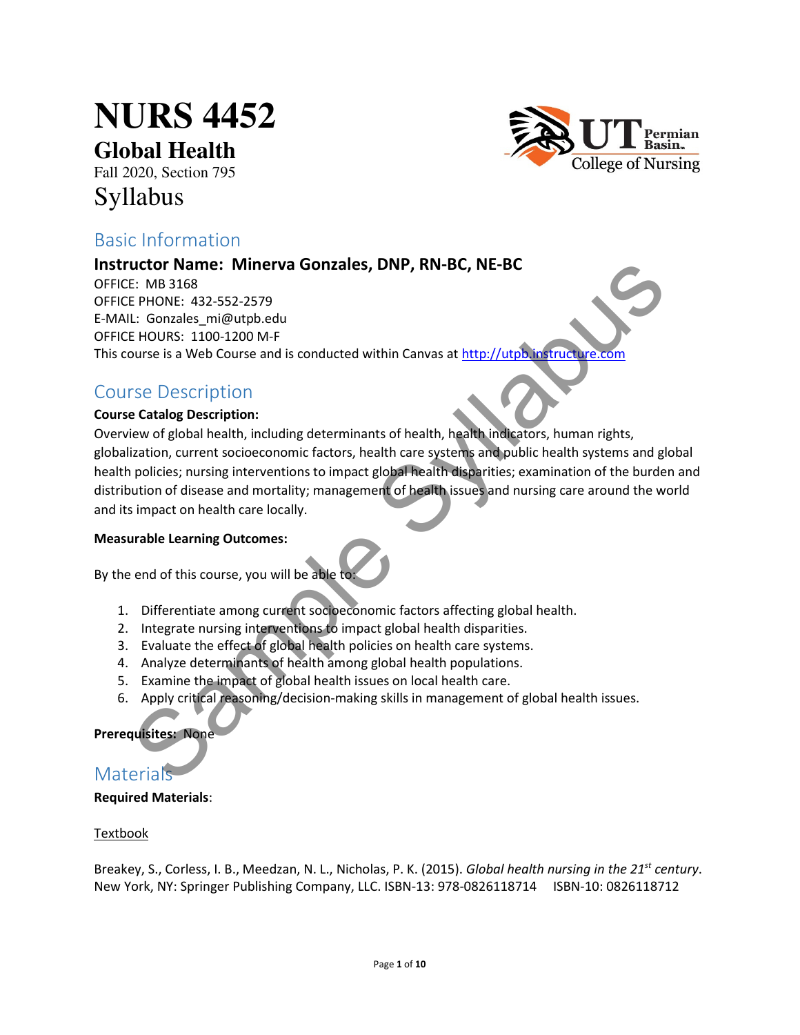# NURS 4452

## Global Health

Fall 2020, Section 795

# Syllabus

## Basic Information

### Instructor Name: Minerva Gonzales, DNP, RN-BC, NE-BC

OFFICE: MB 3168
OFFICE PHONE: 432-552-2579
E-MAIL: Gonzales_mi@utpb.edu
OFFICE HOURS: 1100-1200 M-F
This course is a Web Course and is conducted within Canvas at http://utpb.instructure.com

## Course Description

**Course Catalog Description:**

Overview of global health, including determinants of health, health indicators, human rights, globalization, current socioeconomic factors, health care systems and public health systems and global health policies; nursing interventions to impact global health disparities; examination of the burden and distribution of disease and mortality; management of health issues and nursing care around the world and its impact on health care locally.

**Measurable Learning Outcomes:**

By the end of this course, you will be able to:

1. Differentiate among current socioeconomic factors affecting global health.
2. Integrate nursing interventions to impact global health disparities.
3. Evaluate the effect of global health policies on health care systems.
4. Analyze determinants of health among global health populations.
5. Examine the impact of global health issues on local health care.
6. Apply critical reasoning/decision-making skills in management of global health issues.

**Prerequisites:** None

## Materials

**Required Materials**:

Textbook

Breakey, S., Corless, I. B., Meedzan, N. L., Nicholas, P. K. (2015). *Global health nursing in the 21st century*. New York, NY: Springer Publishing Company, LLC. ISBN-13: 978-0826118714 ISBN-10: 0826118712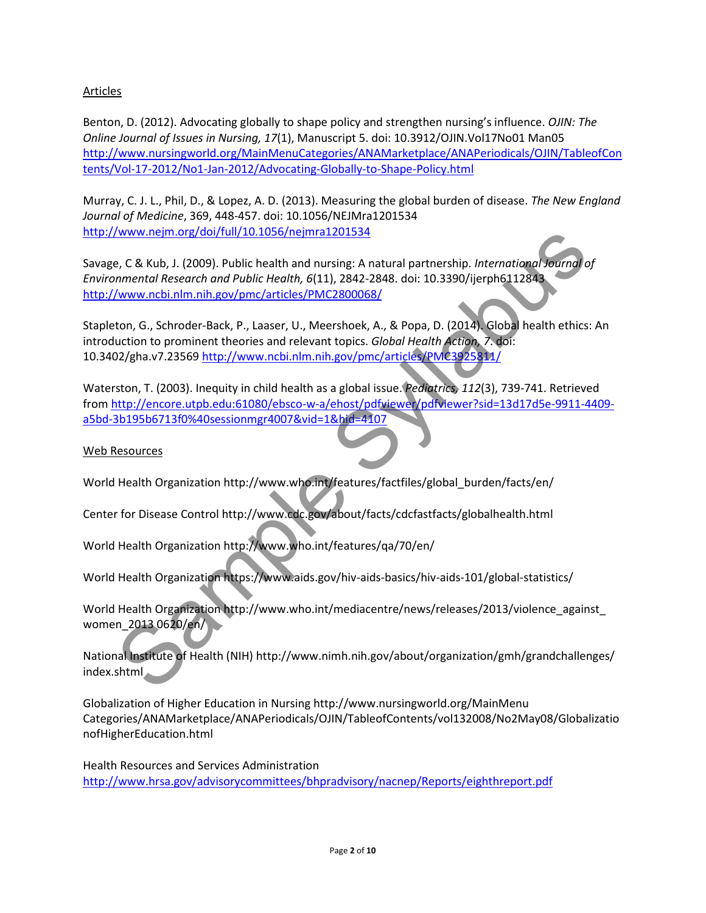Articles

Benton, D. (2012). Advocating globally to shape policy and strengthen nursing's influence. *OJIN: The Online Journal of Issues in Nursing, 17*(1), Manuscript 5. doi: 10.3912/OJIN.Vol17No01 Man05 http://www.nursingworld.org/MainMenuCategories/ANAMarketplace/ANAPeriodicals/OJIN/TableofContents/Vol-17-2012/No1-Jan-2012/Advocating-Globally-to-Shape-Policy.html

Murray, C. J. L., Phil, D., & Lopez, A. D. (2013). Measuring the global burden of disease. *The New England Journal of Medicine*, 369, 448-457. doi: 10.1056/NEJMra1201534 http://www.nejm.org/doi/full/10.1056/nejmra1201534

Savage, C & Kub, J. (2009). Public health and nursing: A natural partnership. *International Journal of Environmental Research and Public Health, 6*(11), 2842-2848. doi: 10.3390/ijerph6112843 http://www.ncbi.nlm.nih.gov/pmc/articles/PMC2800068/

Stapleton, G., Schroder-Back, P., Laaser, U., Meershoek, A., & Popa, D. (2014). Global health ethics: An introduction to prominent theories and relevant topics. *Global Health Action, 7*. doi: 10.3402/gha.v7.23569 http://www.ncbi.nlm.nih.gov/pmc/articles/PMC3925811/

Waterston, T. (2003). Inequity in child health as a global issue. *Pediatrics, 112*(3), 739-741. Retrieved from http://encore.utpb.edu:61080/ebsco-w-a/ehost/pdfviewer/pdfviewer?sid=13d17d5e-9911-4409-a5bd-3b195b6713f0%40sessionmgr4007&vid=1&hid=4107

Web Resources

World Health Organization http://www.who.int/features/factfiles/global_burden/facts/en/

Center for Disease Control http://www.cdc.gov/about/facts/cdcfastfacts/globalhealth.html

World Health Organization http://www.who.int/features/qa/70/en/

World Health Organization https://www.aids.gov/hiv-aids-basics/hiv-aids-101/global-statistics/

World Health Organization http://www.who.int/mediacentre/news/releases/2013/violence_against_women_2013 0620/en/

National Institute of Health (NIH) http://www.nimh.nih.gov/about/organization/gmh/grandchallenges/index.shtml

Globalization of Higher Education in Nursing http://www.nursingworld.org/MainMenu Categories/ANAMarketplace/ANAPeriodicals/OJIN/TableofContents/vol132008/No2May08/GlobalizationofHigherEducation.html

Health Resources and Services Administration http://www.hrsa.gov/advisorycommittees/bhpradvisory/nacnep/Reports/eighthreport.pdf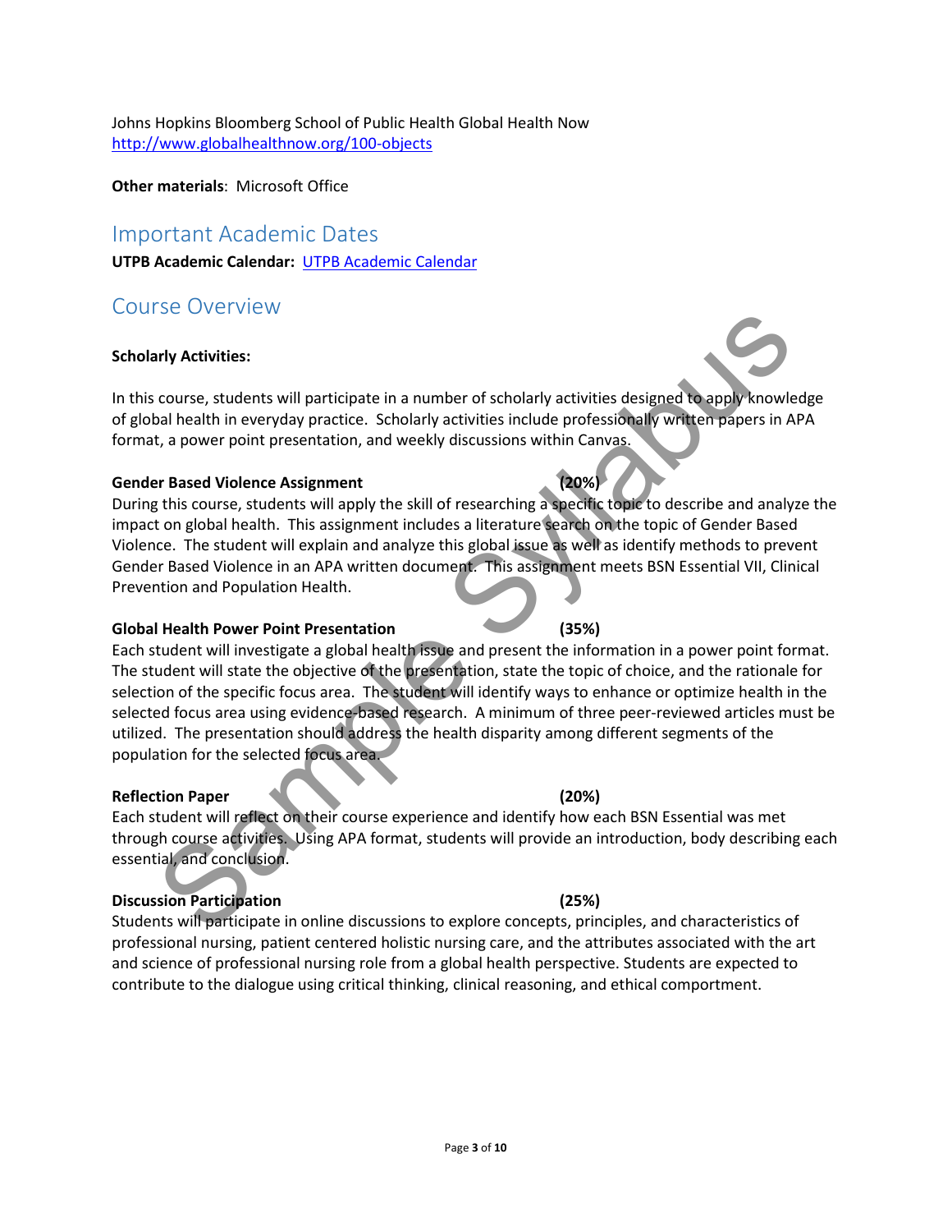Johns Hopkins Bloomberg School of Public Health Global Health Now
http://www.globalhealthnow.org/100-objects

**Other materials**: Microsoft Office

## Important Academic Dates

**UTPB Academic Calendar:** [UTPB Academic Calendar]()

## Course Overview

**Scholarly Activities:**

In this course, students will participate in a number of scholarly activities designed to apply knowledge of global health in everyday practice. Scholarly activities include professionally written papers in APA format, a power point presentation, and weekly discussions within Canvas.

**Gender Based Violence Assignment (20%)**

During this course, students will apply the skill of researching a specific topic to describe and analyze the impact on global health. This assignment includes a literature search on the topic of Gender Based Violence. The student will explain and analyze this global issue as well as identify methods to prevent Gender Based Violence in an APA written document. This assignment meets BSN Essential VII, Clinical Prevention and Population Health.

**Global Health Power Point Presentation (35%)**

Each student will investigate a global health issue and present the information in a power point format. The student will state the objective of the presentation, state the topic of choice, and the rationale for selection of the specific focus area. The student will identify ways to enhance or optimize health in the selected focus area using evidence-based research. A minimum of three peer-reviewed articles must be utilized. The presentation should address the health disparity among different segments of the population for the selected focus area.

**Reflection Paper (20%)**

Each student will reflect on their course experience and identify how each BSN Essential was met through course activities. Using APA format, students will provide an introduction, body describing each essential, and conclusion.

**Discussion Participation (25%)**

Students will participate in online discussions to explore concepts, principles, and characteristics of professional nursing, patient centered holistic nursing care, and the attributes associated with the art and science of professional nursing role from a global health perspective. Students are expected to contribute to the dialogue using critical thinking, clinical reasoning, and ethical comportment.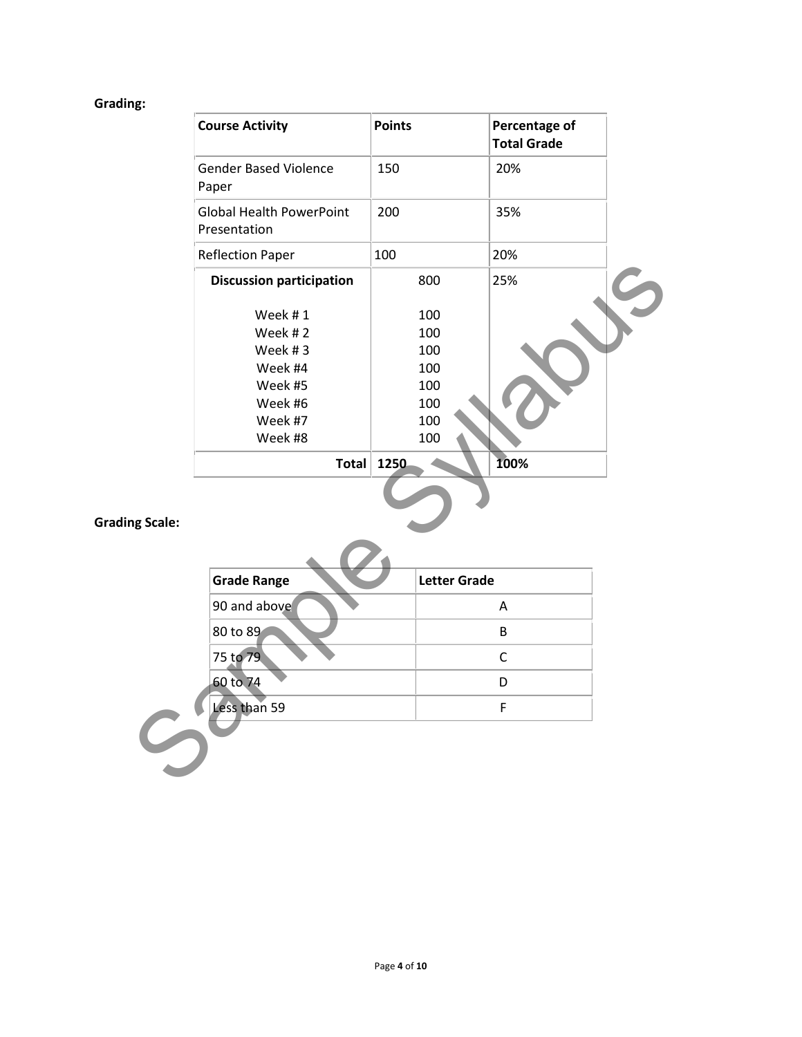**Grading:**

| Course Activity | Points | Percentage of Total Grade |
|---|---|---|
| Gender Based Violence Paper | 150 | 20% |
| Global Health PowerPoint Presentation | 200 | 35% |
| Reflection Paper | 100 | 20% |
| **Discussion participation** | 800 | 25% |
| Week # 1 | 100 | |
| Week # 2 | 100 | |
| Week # 3 | 100 | |
| Week #4 | 100 | |
| Week #5 | 100 | |
| Week #6 | 100 | |
| Week #7 | 100 | |
| Week #8 | 100 | |
| **Total** | **1250** | **100%** |

**Grading Scale:**

| Grade Range | Letter Grade |
|---|---|
| 90 and above | A |
| 80 to 89 | B |
| 75 to 79 | C |
| 60 to 74 | D |
| Less than 59 | F |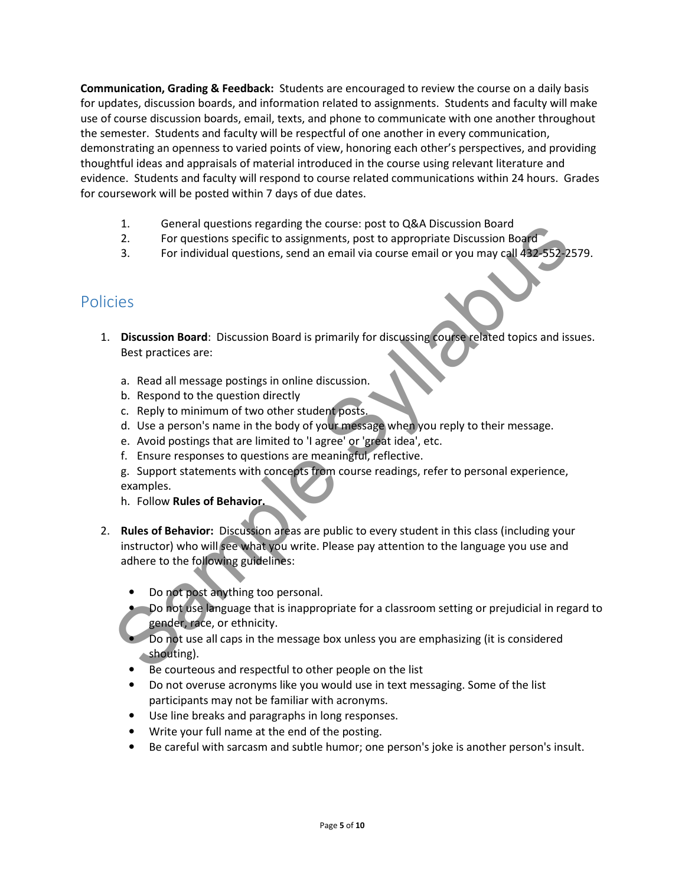**Communication, Grading & Feedback:** Students are encouraged to review the course on a daily basis for updates, discussion boards, and information related to assignments. Students and faculty will make use of course discussion boards, email, texts, and phone to communicate with one another throughout the semester. Students and faculty will be respectful of one another in every communication, demonstrating an openness to varied points of view, honoring each other's perspectives, and providing thoughtful ideas and appraisals of material introduced in the course using relevant literature and evidence. Students and faculty will respond to course related communications within 24 hours. Grades for coursework will be posted within 7 days of due dates.

1. General questions regarding the course: post to Q&A Discussion Board
2. For questions specific to assignments, post to appropriate Discussion Board
3. For individual questions, send an email via course email or you may call 432-552-2579.

## Policies

1. **Discussion Board**: Discussion Board is primarily for discussing course related topics and issues. Best practices are:

    a. Read all message postings in online discussion.
    b. Respond to the question directly
    c. Reply to minimum of two other student posts.
    d. Use a person's name in the body of your message when you reply to their message.
    e. Avoid postings that are limited to 'I agree' or 'great idea', etc.
    f. Ensure responses to questions are meaningful, reflective.
    g. Support statements with concepts from course readings, refer to personal experience, examples.
    h. Follow **Rules of Behavior.**

2. **Rules of Behavior:** Discussion areas are public to every student in this class (including your instructor) who will see what you write. Please pay attention to the language you use and adhere to the following guidelines:

    - Do not post anything too personal.
    - Do not use language that is inappropriate for a classroom setting or prejudicial in regard to gender, race, or ethnicity.
    - Do not use all caps in the message box unless you are emphasizing (it is considered shouting).
    - Be courteous and respectful to other people on the list
    - Do not overuse acronyms like you would use in text messaging. Some of the list participants may not be familiar with acronyms.
    - Use line breaks and paragraphs in long responses.
    - Write your full name at the end of the posting.
    - Be careful with sarcasm and subtle humor; one person's joke is another person's insult.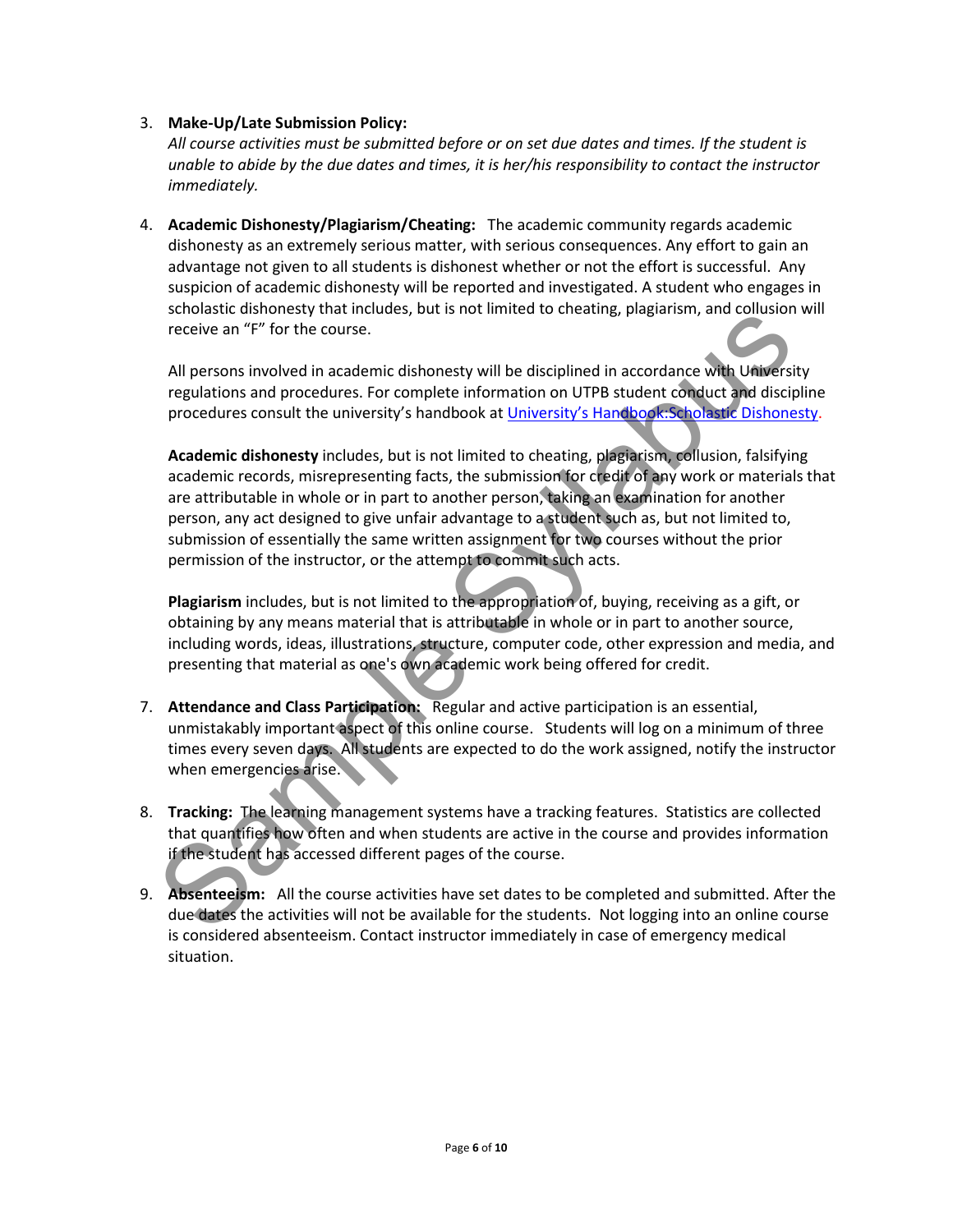3. **Make-Up/Late Submission Policy:**
   *All course activities must be submitted before or on set due dates and times. If the student is unable to abide by the due dates and times, it is her/his responsibility to contact the instructor immediately.*

4. **Academic Dishonesty/Plagiarism/Cheating:** The academic community regards academic dishonesty as an extremely serious matter, with serious consequences. Any effort to gain an advantage not given to all students is dishonest whether or not the effort is successful. Any suspicion of academic dishonesty will be reported and investigated. A student who engages in scholastic dishonesty that includes, but is not limited to cheating, plagiarism, and collusion will receive an "F" for the course.

   All persons involved in academic dishonesty will be disciplined in accordance with University regulations and procedures. For complete information on UTPB student conduct and discipline procedures consult the university's handbook at [University's Handbook:Scholastic Dishonesty](#).

   **Academic dishonesty** includes, but is not limited to cheating, plagiarism, collusion, falsifying academic records, misrepresenting facts, the submission for credit of any work or materials that are attributable in whole or in part to another person, taking an examination for another person, any act designed to give unfair advantage to a student such as, but not limited to, submission of essentially the same written assignment for two courses without the prior permission of the instructor, or the attempt to commit such acts.

   **Plagiarism** includes, but is not limited to the appropriation of, buying, receiving as a gift, or obtaining by any means material that is attributable in whole or in part to another source, including words, ideas, illustrations, structure, computer code, other expression and media, and presenting that material as one's own academic work being offered for credit.

7. **Attendance and Class Participation:** Regular and active participation is an essential, unmistakably important aspect of this online course. Students will log on a minimum of three times every seven days. All students are expected to do the work assigned, notify the instructor when emergencies arise.

8. **Tracking:** The learning management systems have a tracking features. Statistics are collected that quantifies how often and when students are active in the course and provides information if the student has accessed different pages of the course.

9. **Absenteeism:** All the course activities have set dates to be completed and submitted. After the due dates the activities will not be available for the students. Not logging into an online course is considered absenteeism. Contact instructor immediately in case of emergency medical situation.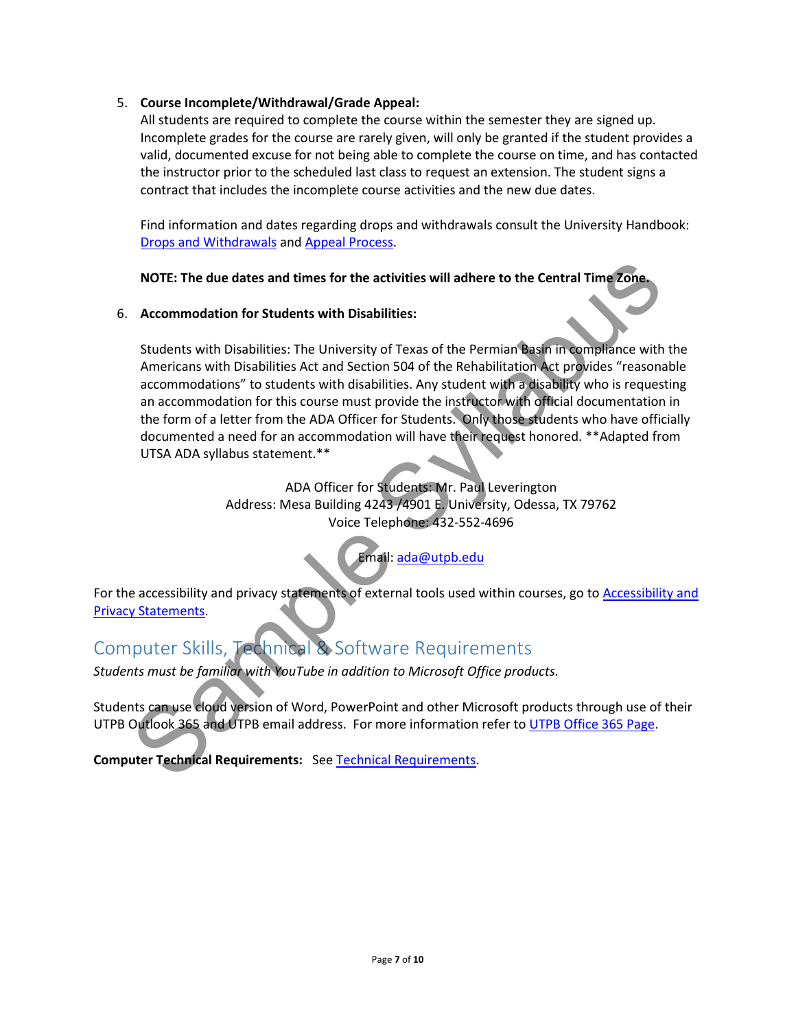5. **Course Incomplete/Withdrawal/Grade Appeal:**
   All students are required to complete the course within the semester they are signed up. Incomplete grades for the course are rarely given, will only be granted if the student provides a valid, documented excuse for not being able to complete the course on time, and has contacted the instructor prior to the scheduled last class to request an extension. The student signs a contract that includes the incomplete course activities and the new due dates.

   Find information and dates regarding drops and withdrawals consult the University Handbook: Drops and Withdrawals and Appeal Process.

   **NOTE: The due dates and times for the activities will adhere to the Central Time Zone.**

6. **Accommodation for Students with Disabilities:**

   Students with Disabilities: The University of Texas of the Permian Basin in compliance with the Americans with Disabilities Act and Section 504 of the Rehabilitation Act provides "reasonable accommodations" to students with disabilities. Any student with a disability who is requesting an accommodation for this course must provide the instructor with official documentation in the form of a letter from the ADA Officer for Students. Only those students who have officially documented a need for an accommodation will have their request honored. **Adapted from UTSA ADA syllabus statement.**

   ADA Officer for Students: Mr. Paul Leverington
   Address: Mesa Building 4243 /4901 E. University, Odessa, TX 79762
   Voice Telephone: 432-552-4696

   Email: ada@utpb.edu

For the accessibility and privacy statements of external tools used within courses, go to Accessibility and Privacy Statements.

## Computer Skills, Technical & Software Requirements

*Students must be familiar with YouTube in addition to Microsoft Office products.*

Students can use cloud version of Word, PowerPoint and other Microsoft products through use of their UTPB Outlook 365 and UTPB email address. For more information refer to UTPB Office 365 Page.

**Computer Technical Requirements:** See Technical Requirements.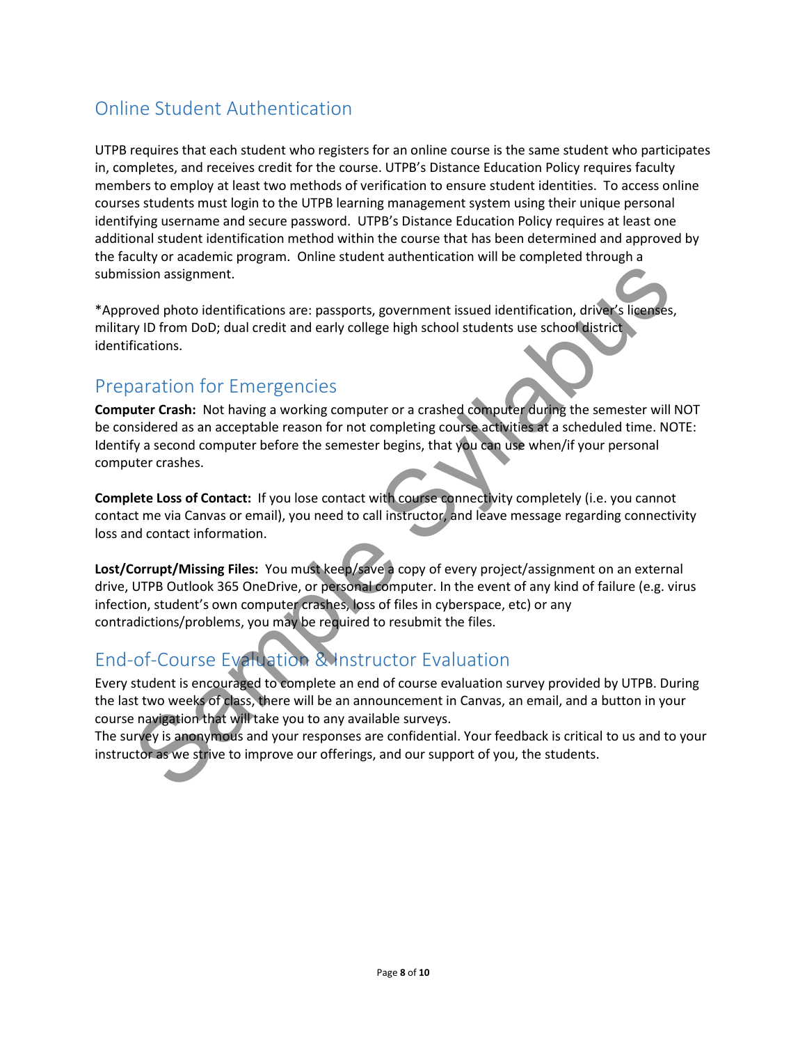## Online Student Authentication

UTPB requires that each student who registers for an online course is the same student who participates in, completes, and receives credit for the course. UTPB's Distance Education Policy requires faculty members to employ at least two methods of verification to ensure student identities. To access online courses students must login to the UTPB learning management system using their unique personal identifying username and secure password. UTPB's Distance Education Policy requires at least one additional student identification method within the course that has been determined and approved by the faculty or academic program. Online student authentication will be completed through a submission assignment.

*Approved photo identifications are: passports, government issued identification, driver's licenses, military ID from DoD; dual credit and early college high school students use school district identifications.

## Preparation for Emergencies

**Computer Crash:** Not having a working computer or a crashed computer during the semester will NOT be considered as an acceptable reason for not completing course activities at a scheduled time. NOTE: Identify a second computer before the semester begins, that you can use when/if your personal computer crashes.

**Complete Loss of Contact:** If you lose contact with course connectivity completely (i.e. you cannot contact me via Canvas or email), you need to call instructor, and leave message regarding connectivity loss and contact information.

**Lost/Corrupt/Missing Files:** You must keep/save a copy of every project/assignment on an external drive, UTPB Outlook 365 OneDrive, or personal computer. In the event of any kind of failure (e.g. virus infection, student's own computer crashes, loss of files in cyberspace, etc) or any contradictions/problems, you may be required to resubmit the files.

## End-of-Course Evaluation & Instructor Evaluation

Every student is encouraged to complete an end of course evaluation survey provided by UTPB. During the last two weeks of class, there will be an announcement in Canvas, an email, and a button in your course navigation that will take you to any available surveys.

The survey is anonymous and your responses are confidential. Your feedback is critical to us and to your instructor as we strive to improve our offerings, and our support of you, the students.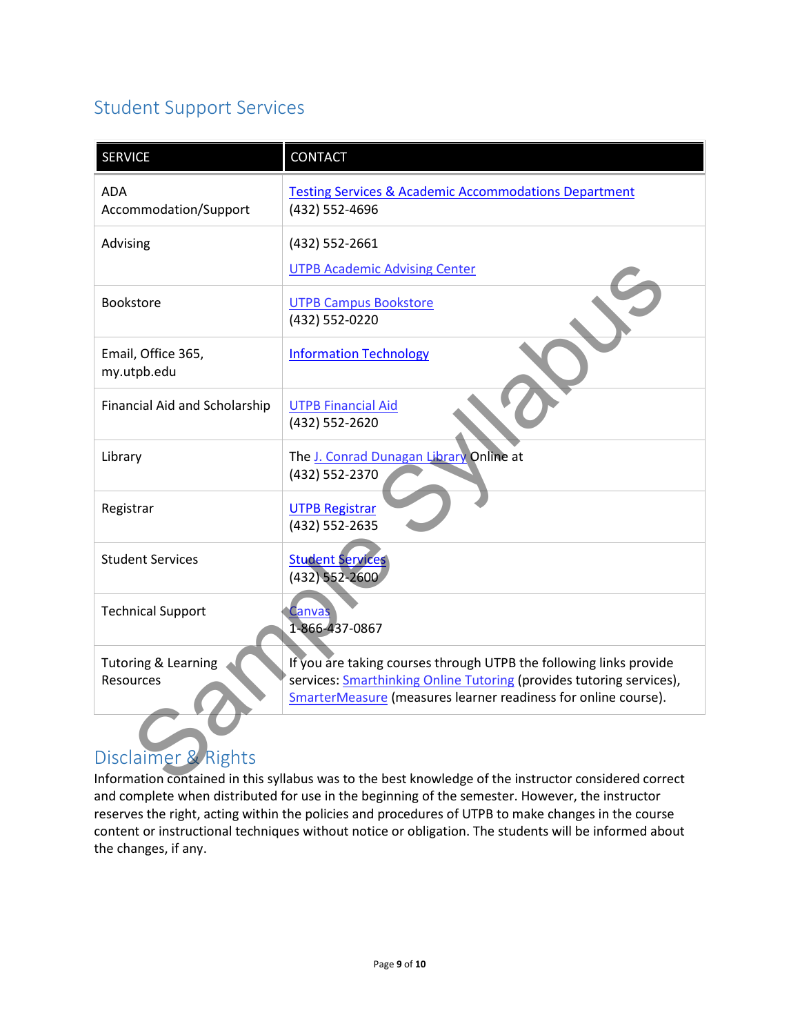## Student Support Services

| SERVICE | CONTACT |
|---|---|
| ADA Accommodation/Support | Testing Services & Academic Accommodations Department (432) 552-4696 |
| Advising | (432) 552-2661 UTPB Academic Advising Center |
| Bookstore | UTPB Campus Bookstore (432) 552-0220 |
| Email, Office 365, my.utpb.edu | Information Technology |
| Financial Aid and Scholarship | UTPB Financial Aid (432) 552-2620 |
| Library | The J. Conrad Dunagan Library Online at (432) 552-2370 |
| Registrar | UTPB Registrar (432) 552-2635 |
| Student Services | Student Services (432) 552-2600 |
| Technical Support | Canvas 1-866-437-0867 |
| Tutoring & Learning Resources | If you are taking courses through UTPB the following links provide services: Smarthinking Online Tutoring (provides tutoring services), SmarterMeasure (measures learner readiness for online course). |

## Disclaimer & Rights

Information contained in this syllabus was to the best knowledge of the instructor considered correct and complete when distributed for use in the beginning of the semester. However, the instructor reserves the right, acting within the policies and procedures of UTPB to make changes in the course content or instructional techniques without notice or obligation. The students will be informed about the changes, if any.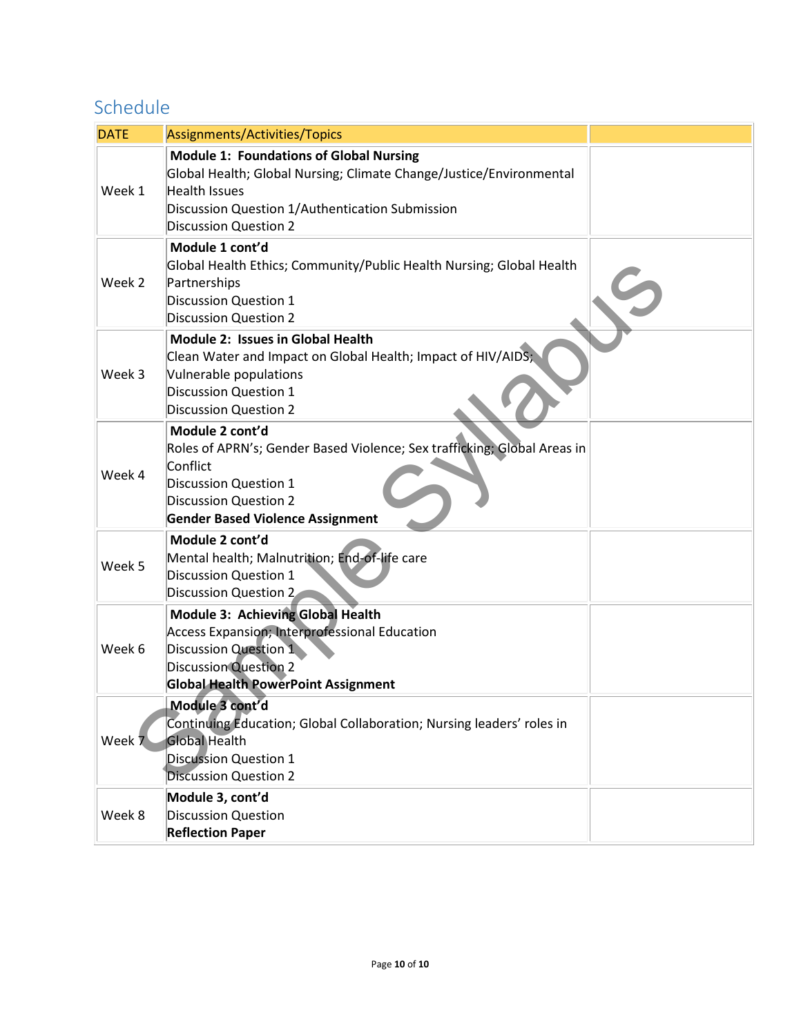## Schedule

| DATE | Assignments/Activities/Topics | |
|---|---|---|
| Week 1 | **Module 1: Foundations of Global Nursing**<br>Global Health; Global Nursing; Climate Change/Justice/Environmental Health Issues<br>Discussion Question 1/Authentication Submission<br>Discussion Question 2 | |
| Week 2 | **Module 1 cont'd**<br>Global Health Ethics; Community/Public Health Nursing; Global Health Partnerships<br>Discussion Question 1<br>Discussion Question 2 | |
| Week 3 | **Module 2: Issues in Global Health**<br>Clean Water and Impact on Global Health; Impact of HIV/AIDS; Vulnerable populations<br>Discussion Question 1<br>Discussion Question 2 | |
| Week 4 | **Module 2 cont'd**<br>Roles of APRN's; Gender Based Violence; Sex trafficking; Global Areas in Conflict<br>Discussion Question 1<br>Discussion Question 2<br>**Gender Based Violence Assignment** | |
| Week 5 | **Module 2 cont'd**<br>Mental health; Malnutrition; End-of-life care<br>Discussion Question 1<br>Discussion Question 2 | |
| Week 6 | **Module 3: Achieving Global Health**<br>Access Expansion; Interprofessional Education<br>Discussion Question 1<br>Discussion Question 2<br>**Global Health PowerPoint Assignment** | |
| Week 7 | **Module 3 cont'd**<br>Continuing Education; Global Collaboration; Nursing leaders' roles in Global Health<br>Discussion Question 1<br>Discussion Question 2 | |
| Week 8 | **Module 3, cont'd**<br>Discussion Question<br>**Reflection Paper** | |